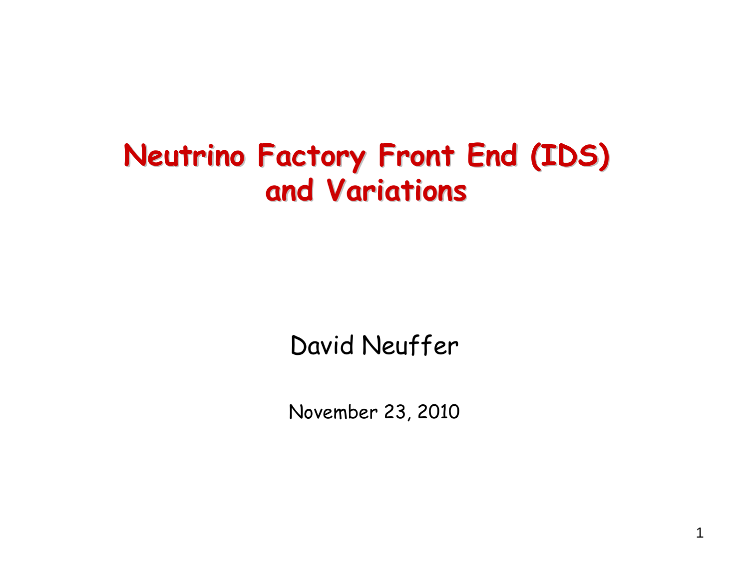# Neutrino Factory Front End (IDS) and Variations

David Neuffer

November 23, 2010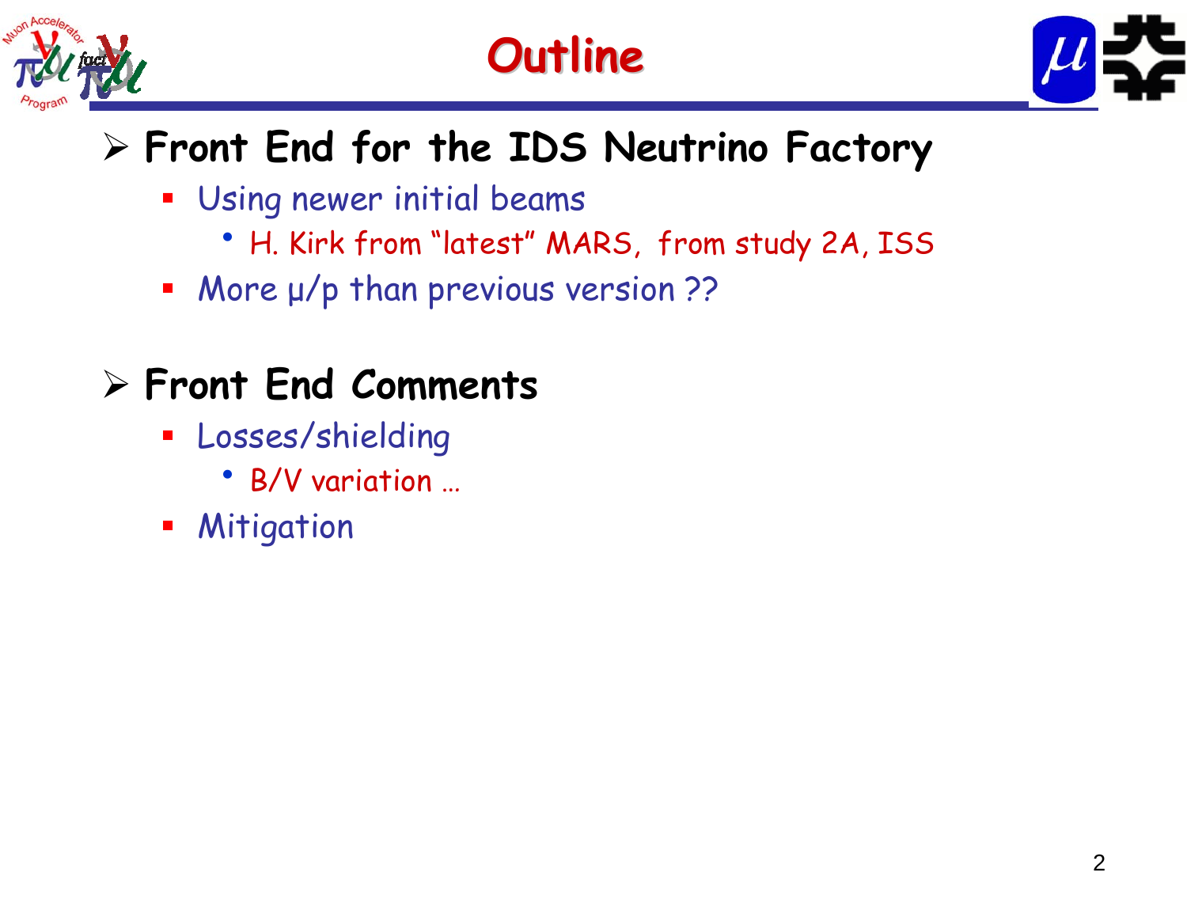# Outline

- **Front End for the IDS Neutrino Factory**
  - Using newer initial beams
    - H. Kirk from "latest" MARS, from study 2A, ISS
  - More μ/p than previous version ??

- **Front End Comments**
  - Losses/shielding
    - B/V variation …
  - Mitigation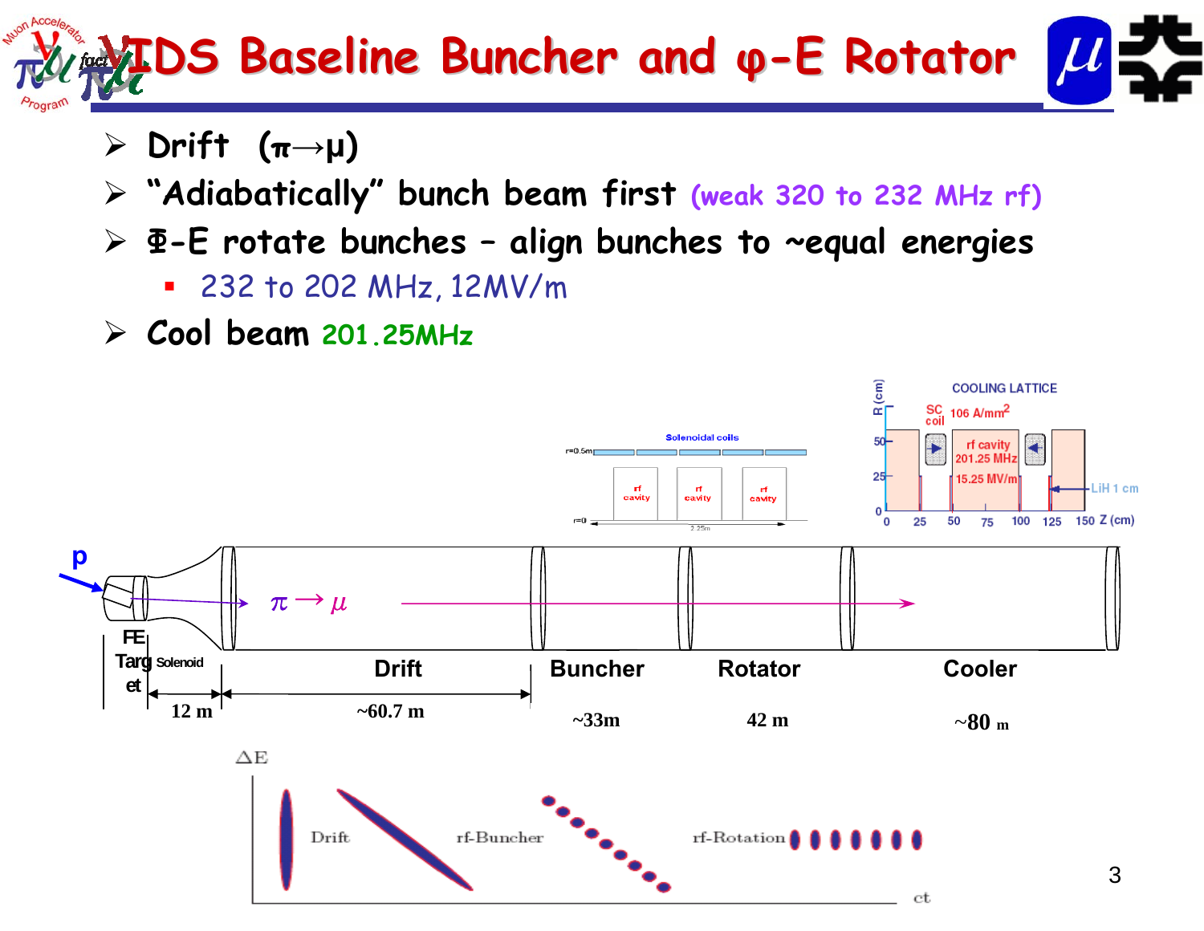# IDS Baseline Buncher and φ-E Rotator

- Drift ($\pi \rightarrow \mu$)
- "Adiabatically" bunch beam first (weak 320 to 232 MHz rf)
- Φ-E rotate bunches – align bunches to ~equal energies
  - 232 to 202 MHz, 12MV/m
- Cool beam 201.25MHz

| FE Target | Solenoid | Drift | Buncher | Rotator | Cooler |
|---|---|---|---|---|---|
| | 12 m | ~60.7 m | ~33m | 42 m | ~80 m |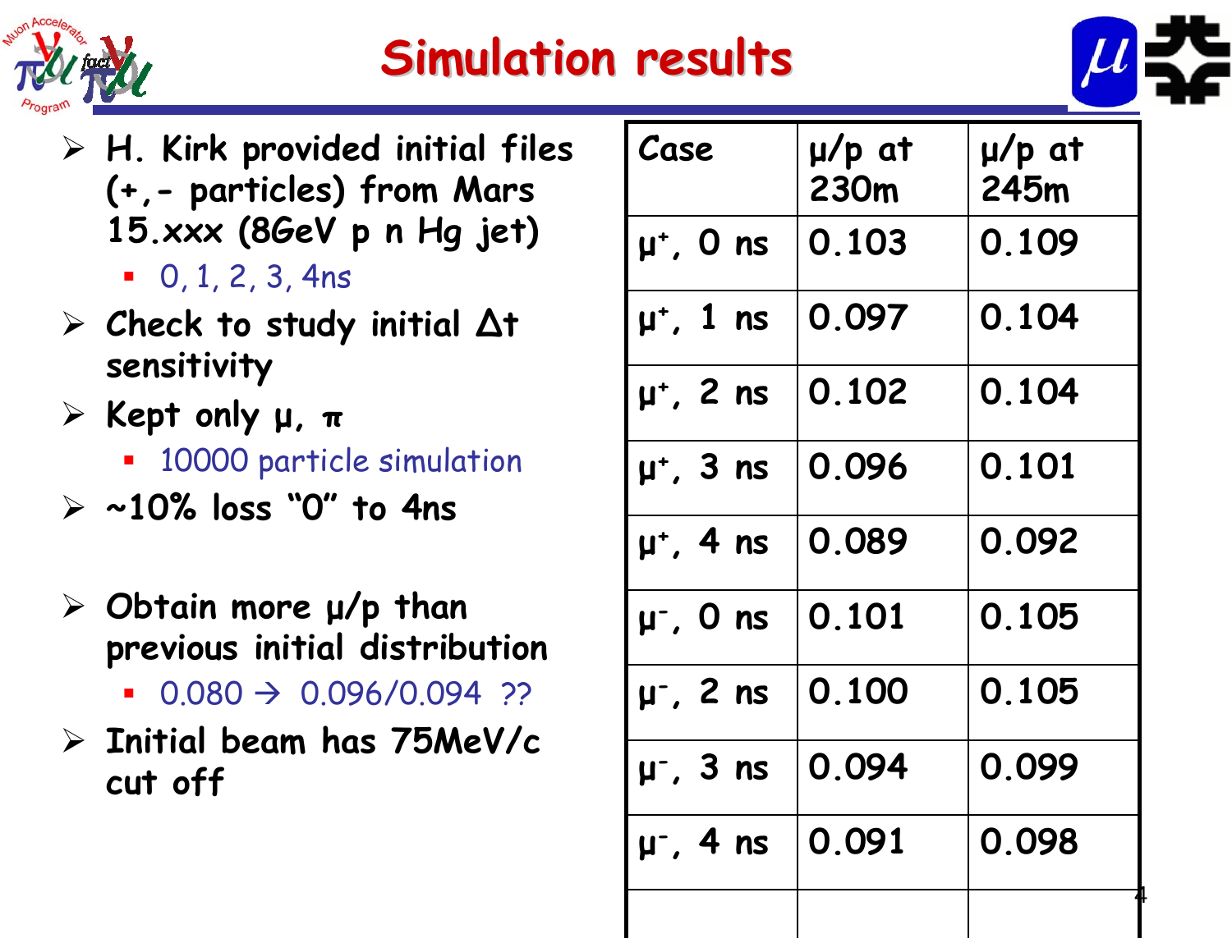# Simulation results

- H. Kirk provided initial files (+,- particles) from Mars 15.xxx (8GeV p n Hg jet)
  - 0, 1, 2, 3, 4ns
- Check to study initial Δt sensitivity
- Kept only μ, π
  - 10000 particle simulation
- ~10% loss "0" to 4ns
- Obtain more μ/p than previous initial distribution
  - 0.080 → 0.096/0.094 ??
- Initial beam has 75MeV/c cut off

| Case | μ/p at 230m | μ/p at 245m |
|---|---|---|
| $\mu^+$, 0 ns | 0.103 | 0.109 |
| $\mu^+$, 1 ns | 0.097 | 0.104 |
| $\mu^+$, 2 ns | 0.102 | 0.104 |
| $\mu^+$, 3 ns | 0.096 | 0.101 |
| $\mu^+$, 4 ns | 0.089 | 0.092 |
| $\mu^-$, 0 ns | 0.101 | 0.105 |
| $\mu^-$, 2 ns | 0.100 | 0.105 |
| $\mu^-$, 3 ns | 0.094 | 0.099 |
| $\mu^-$, 4 ns | 0.091 | 0.098 |
| | | |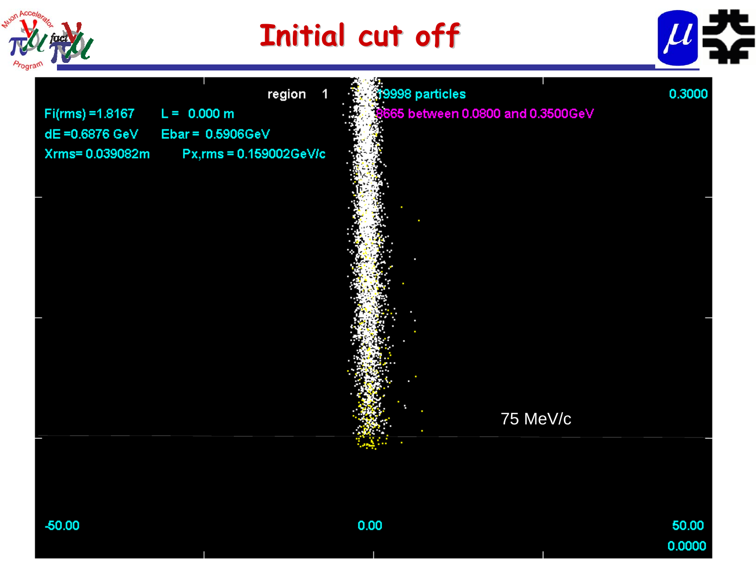# Initial cut off

region 1

19998 particles

8665 between 0.0800 and 0.3500GeV

0.3000

Fi(rms) =1.8167    L = 0.000 m

dE =0.6876 GeV    Ebar = 0.5906GeV

Xrms= 0.039082m    Px,rms = 0.159002GeV/c

75 MeV/c

-50.00    0.00    50.00

0.0000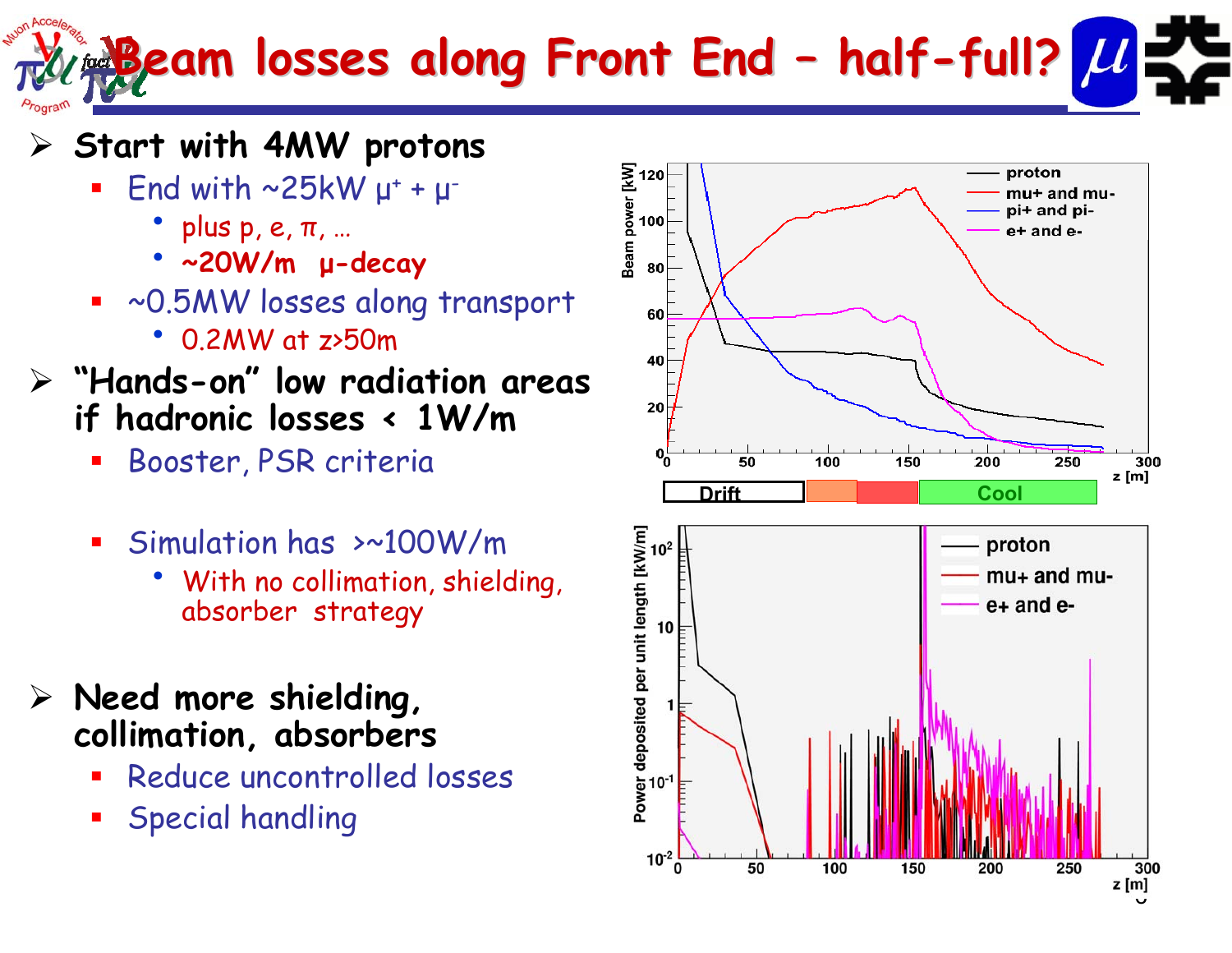# Beam losses along Front End – half-full?

- **Start with 4MW protons**
  - End with ~25kW $\mu^+ + \mu^-$
    - plus p, e, π, …
    - **~20W/m μ-decay**
  - ~0.5MW losses along transport
    - 0.2MW at z>50m
- **"Hands-on" low radiation areas if hadronic losses < 1W/m**
  - Booster, PSR criteria
  - Simulation has >~100W/m
    - With no collimation, shielding, absorber strategy
- **Need more shielding, collimation, absorbers**
  - Reduce uncontrolled losses
  - Special handling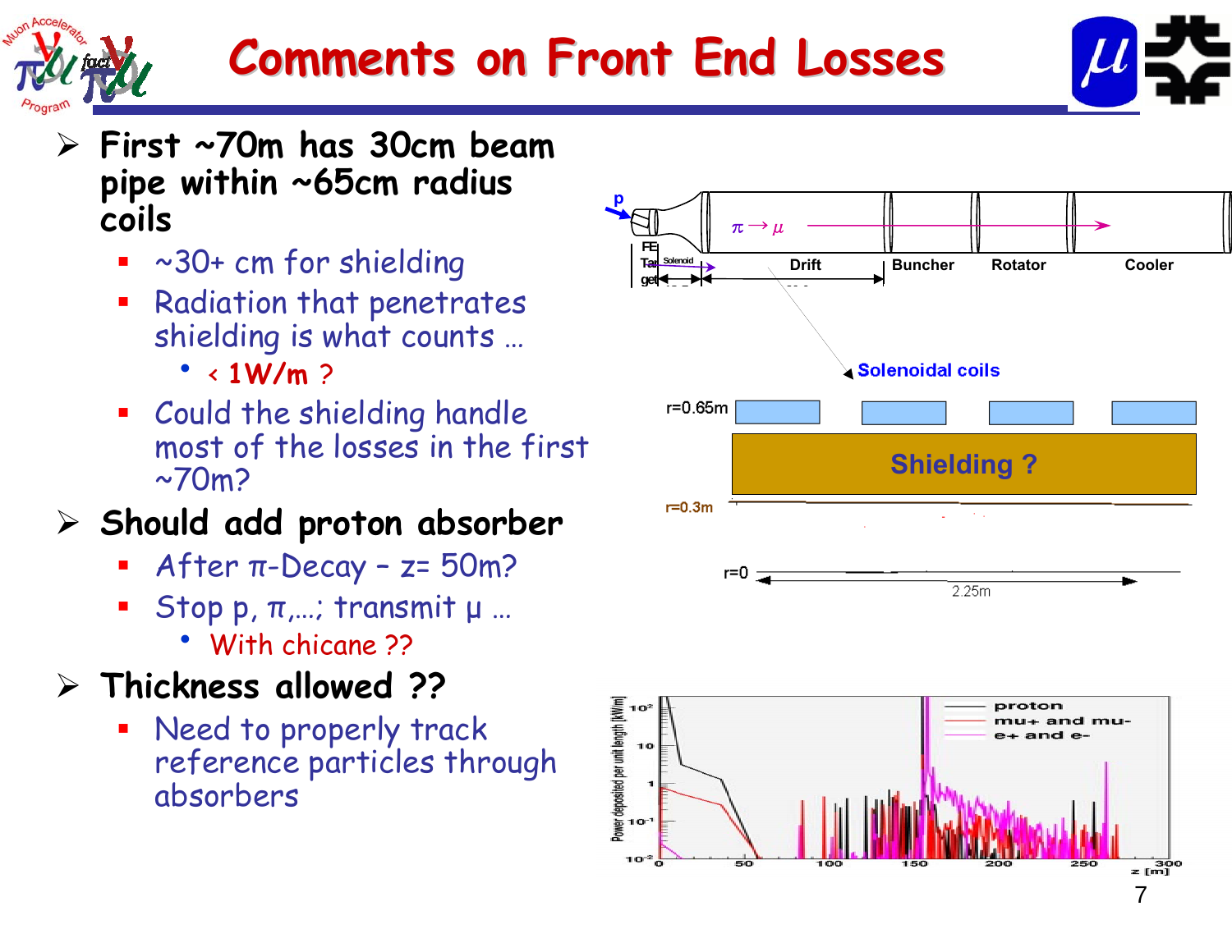# Comments on Front End Losses

- First ~70m has 30cm beam pipe within ~65cm radius coils
  - ~30+ cm for shielding
  - Radiation that penetrates shielding is what counts …
    - < 1W/m ?
  - Could the shielding handle most of the losses in the first ~70m?
- Should add proton absorber
  - After π-Decay – z= 50m?
  - Stop p, π,…; transmit μ …
    - With chicane ??
- Thickness allowed ??
  - Need to properly track reference particles through absorbers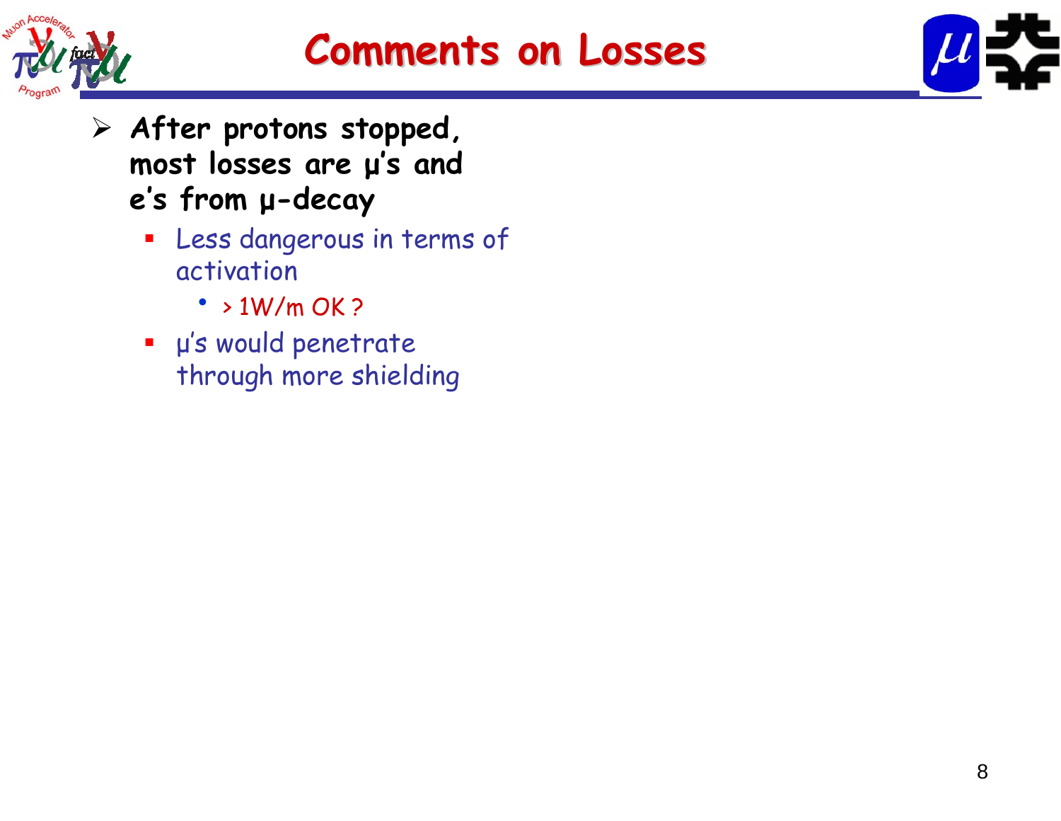# Comments on Losses

- **After protons stopped, most losses are μ's and e's from μ-decay**
  - Less dangerous in terms of activation
    - > 1W/m OK ?
  - μ's would penetrate through more shielding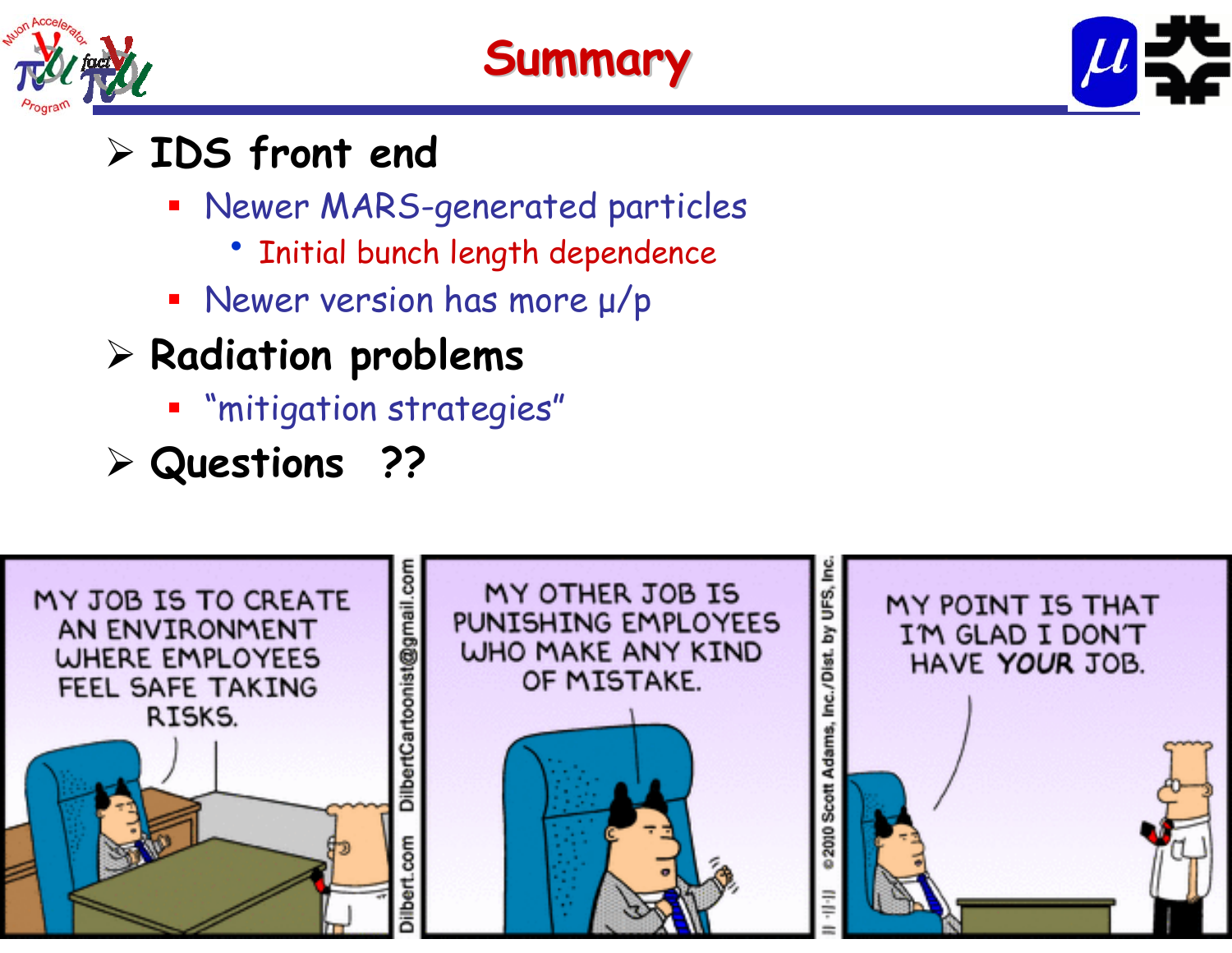# Summary

- **IDS front end**
  - Newer MARS-generated particles
    - Initial bunch length dependence
  - Newer version has more μ/p
- **Radiation problems**
  - "mitigation strategies"
- **Questions ??**